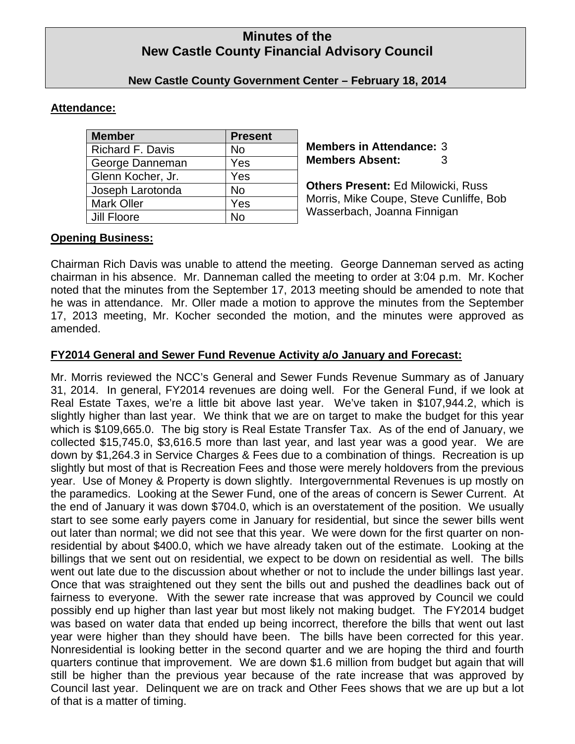# Minutes of the
# New Castle County Financial Advisory Council

**New Castle County Government Center – February 18, 2014**

**Attendance:**

| Member | Present |
|---|---|
| Richard F. Davis | No |
| George Danneman | Yes |
| Glenn Kocher, Jr. | Yes |
| Joseph Larotonda | No |
| Mark Oller | Yes |
| Jill Floore | No |

**Members in Attendance:** 3
**Members Absent:** 3

**Others Present:** Ed Milowicki, Russ Morris, Mike Coupe, Steve Cunliffe, Bob Wasserbach, Joanna Finnigan

**Opening Business:**

Chairman Rich Davis was unable to attend the meeting. George Danneman served as acting chairman in his absence. Mr. Danneman called the meeting to order at 3:04 p.m. Mr. Kocher noted that the minutes from the September 17, 2013 meeting should be amended to note that he was in attendance. Mr. Oller made a motion to approve the minutes from the September 17, 2013 meeting, Mr. Kocher seconded the motion, and the minutes were approved as amended.

**FY2014 General and Sewer Fund Revenue Activity a/o January and Forecast:**

Mr. Morris reviewed the NCC's General and Sewer Funds Revenue Summary as of January 31, 2014. In general, FY2014 revenues are doing well. For the General Fund, if we look at Real Estate Taxes, we're a little bit above last year. We've taken in $107,944.2, which is slightly higher than last year. We think that we are on target to make the budget for this year which is $109,665.0. The big story is Real Estate Transfer Tax. As of the end of January, we collected $15,745.0, $3,616.5 more than last year, and last year was a good year. We are down by $1,264.3 in Service Charges & Fees due to a combination of things. Recreation is up slightly but most of that is Recreation Fees and those were merely holdovers from the previous year. Use of Money & Property is down slightly. Intergovernmental Revenues is up mostly on the paramedics. Looking at the Sewer Fund, one of the areas of concern is Sewer Current. At the end of January it was down $704.0, which is an overstatement of the position. We usually start to see some early payers come in January for residential, but since the sewer bills went out later than normal; we did not see that this year. We were down for the first quarter on non-residential by about $400.0, which we have already taken out of the estimate. Looking at the billings that we sent out on residential, we expect to be down on residential as well. The bills went out late due to the discussion about whether or not to include the under billings last year. Once that was straightened out they sent the bills out and pushed the deadlines back out of fairness to everyone. With the sewer rate increase that was approved by Council we could possibly end up higher than last year but most likely not making budget. The FY2014 budget was based on water data that ended up being incorrect, therefore the bills that went out last year were higher than they should have been. The bills have been corrected for this year. Nonresidential is looking better in the second quarter and we are hoping the third and fourth quarters continue that improvement. We are down $1.6 million from budget but again that will still be higher than the previous year because of the rate increase that was approved by Council last year. Delinquent we are on track and Other Fees shows that we are up but a lot of that is a matter of timing.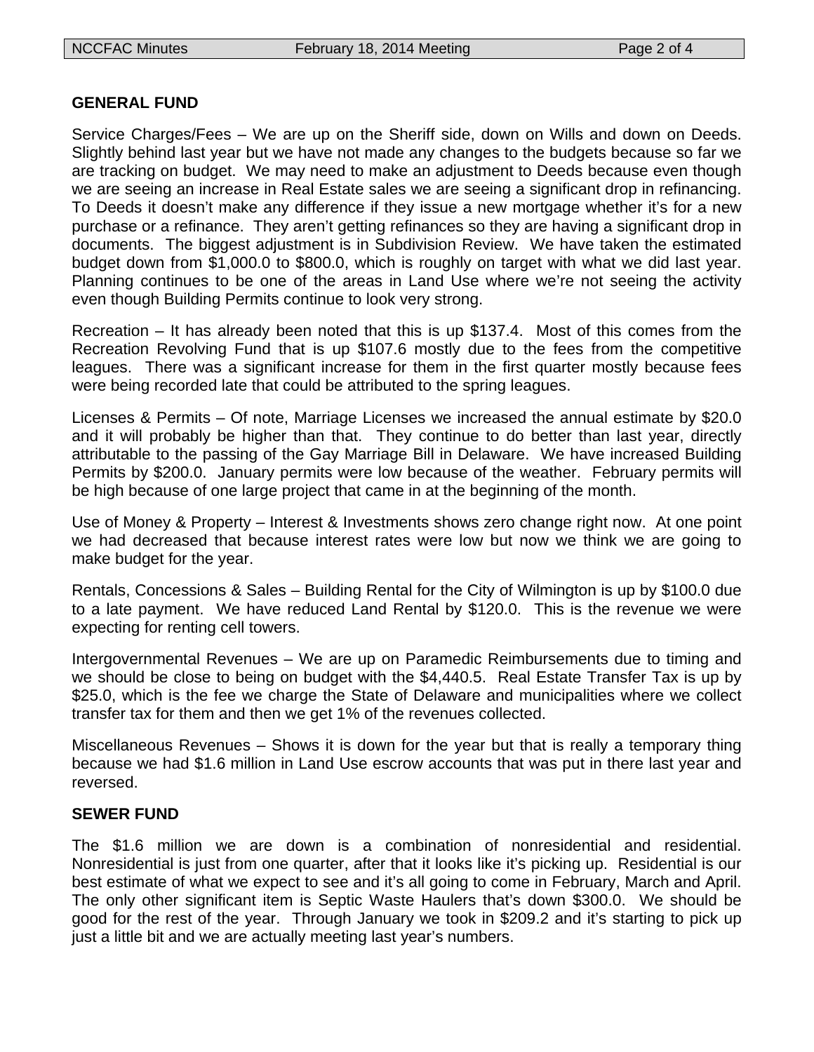## GENERAL FUND

Service Charges/Fees – We are up on the Sheriff side, down on Wills and down on Deeds. Slightly behind last year but we have not made any changes to the budgets because so far we are tracking on budget. We may need to make an adjustment to Deeds because even though we are seeing an increase in Real Estate sales we are seeing a significant drop in refinancing. To Deeds it doesn't make any difference if they issue a new mortgage whether it's for a new purchase or a refinance. They aren't getting refinances so they are having a significant drop in documents. The biggest adjustment is in Subdivision Review. We have taken the estimated budget down from $1,000.0 to $800.0, which is roughly on target with what we did last year. Planning continues to be one of the areas in Land Use where we're not seeing the activity even though Building Permits continue to look very strong.

Recreation – It has already been noted that this is up $137.4. Most of this comes from the Recreation Revolving Fund that is up $107.6 mostly due to the fees from the competitive leagues. There was a significant increase for them in the first quarter mostly because fees were being recorded late that could be attributed to the spring leagues.

Licenses & Permits – Of note, Marriage Licenses we increased the annual estimate by $20.0 and it will probably be higher than that. They continue to do better than last year, directly attributable to the passing of the Gay Marriage Bill in Delaware. We have increased Building Permits by $200.0. January permits were low because of the weather. February permits will be high because of one large project that came in at the beginning of the month.

Use of Money & Property – Interest & Investments shows zero change right now. At one point we had decreased that because interest rates were low but now we think we are going to make budget for the year.

Rentals, Concessions & Sales – Building Rental for the City of Wilmington is up by $100.0 due to a late payment. We have reduced Land Rental by $120.0. This is the revenue we were expecting for renting cell towers.

Intergovernmental Revenues – We are up on Paramedic Reimbursements due to timing and we should be close to being on budget with the $4,440.5. Real Estate Transfer Tax is up by $25.0, which is the fee we charge the State of Delaware and municipalities where we collect transfer tax for them and then we get 1% of the revenues collected.

Miscellaneous Revenues – Shows it is down for the year but that is really a temporary thing because we had $1.6 million in Land Use escrow accounts that was put in there last year and reversed.

## SEWER FUND

The $1.6 million we are down is a combination of nonresidential and residential. Nonresidential is just from one quarter, after that it looks like it's picking up. Residential is our best estimate of what we expect to see and it's all going to come in February, March and April. The only other significant item is Septic Waste Haulers that's down $300.0. We should be good for the rest of the year. Through January we took in $209.2 and it's starting to pick up just a little bit and we are actually meeting last year's numbers.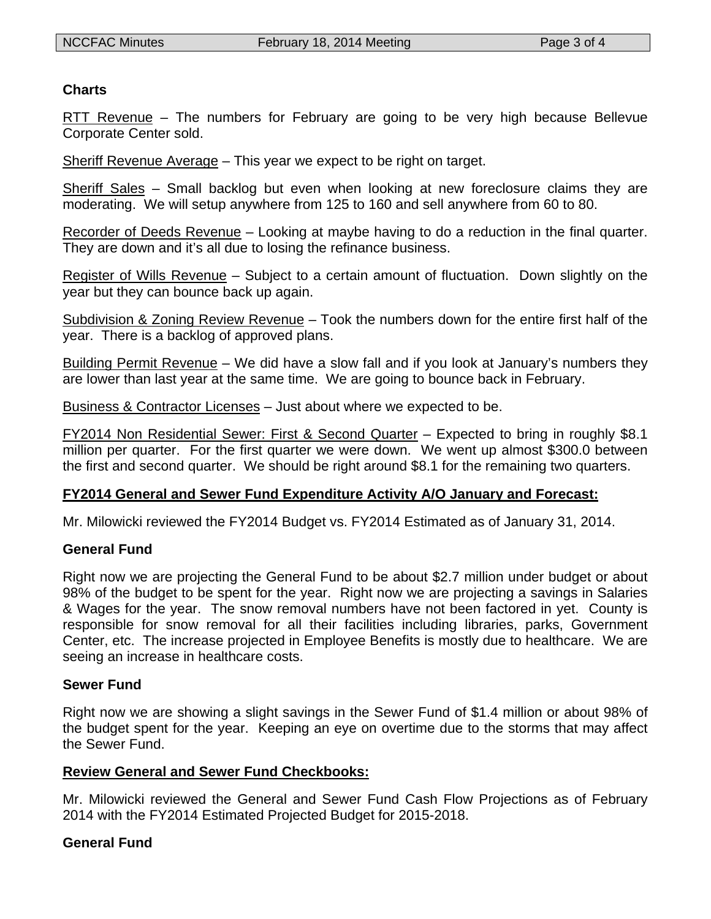**Charts**

RTT Revenue – The numbers for February are going to be very high because Bellevue Corporate Center sold.

Sheriff Revenue Average – This year we expect to be right on target.

Sheriff Sales – Small backlog but even when looking at new foreclosure claims they are moderating. We will setup anywhere from 125 to 160 and sell anywhere from 60 to 80.

Recorder of Deeds Revenue – Looking at maybe having to do a reduction in the final quarter. They are down and it's all due to losing the refinance business.

Register of Wills Revenue – Subject to a certain amount of fluctuation. Down slightly on the year but they can bounce back up again.

Subdivision & Zoning Review Revenue – Took the numbers down for the entire first half of the year. There is a backlog of approved plans.

Building Permit Revenue – We did have a slow fall and if you look at January's numbers they are lower than last year at the same time. We are going to bounce back in February.

Business & Contractor Licenses – Just about where we expected to be.

FY2014 Non Residential Sewer: First & Second Quarter – Expected to bring in roughly $8.1 million per quarter. For the first quarter we were down. We went up almost $300.0 between the first and second quarter. We should be right around $8.1 for the remaining two quarters.

**FY2014 General and Sewer Fund Expenditure Activity A/O January and Forecast:**

Mr. Milowicki reviewed the FY2014 Budget vs. FY2014 Estimated as of January 31, 2014.

**General Fund**

Right now we are projecting the General Fund to be about $2.7 million under budget or about 98% of the budget to be spent for the year. Right now we are projecting a savings in Salaries & Wages for the year. The snow removal numbers have not been factored in yet. County is responsible for snow removal for all their facilities including libraries, parks, Government Center, etc. The increase projected in Employee Benefits is mostly due to healthcare. We are seeing an increase in healthcare costs.

**Sewer Fund**

Right now we are showing a slight savings in the Sewer Fund of $1.4 million or about 98% of the budget spent for the year. Keeping an eye on overtime due to the storms that may affect the Sewer Fund.

**Review General and Sewer Fund Checkbooks:**

Mr. Milowicki reviewed the General and Sewer Fund Cash Flow Projections as of February 2014 with the FY2014 Estimated Projected Budget for 2015-2018.

**General Fund**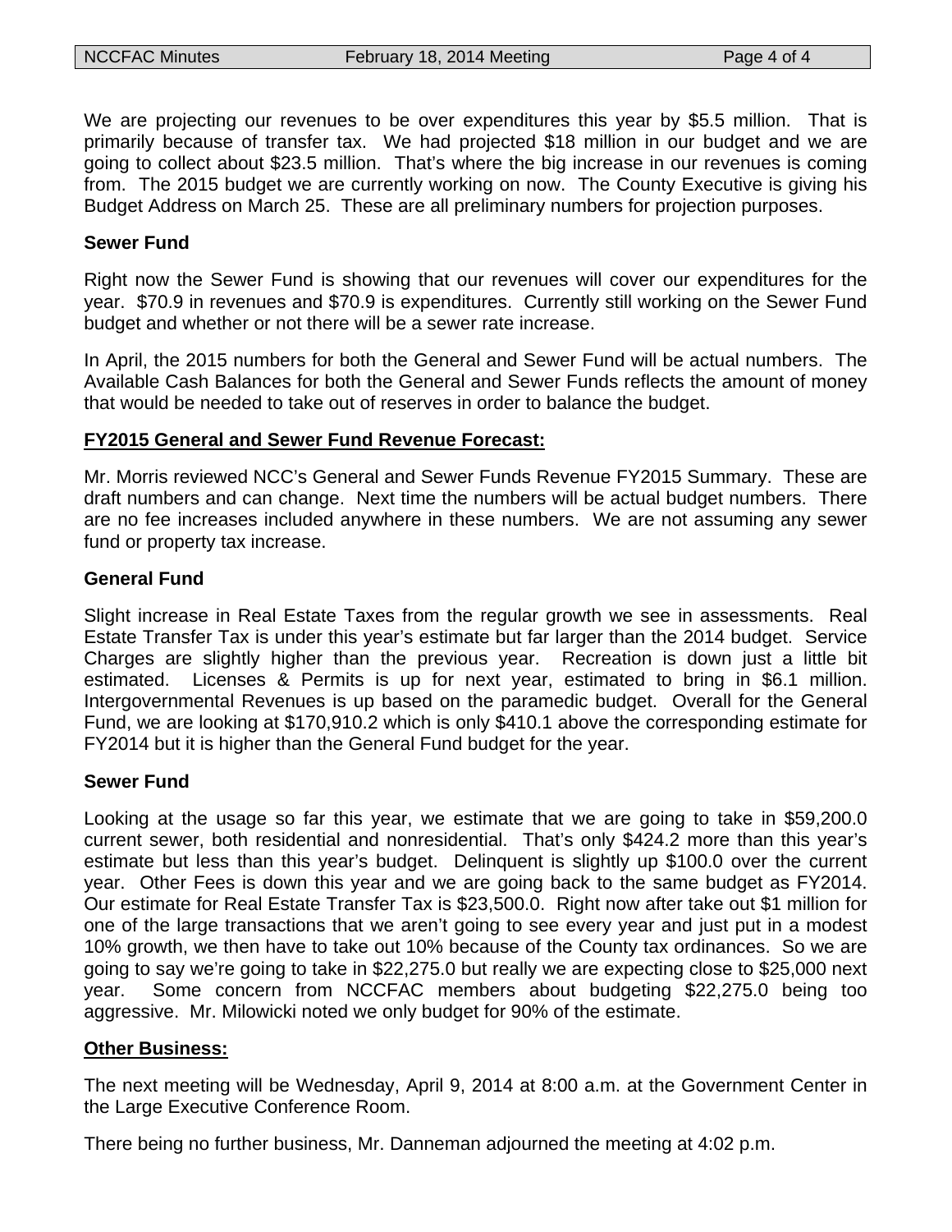We are projecting our revenues to be over expenditures this year by $5.5 million. That is primarily because of transfer tax. We had projected $18 million in our budget and we are going to collect about $23.5 million. That's where the big increase in our revenues is coming from. The 2015 budget we are currently working on now. The County Executive is giving his Budget Address on March 25. These are all preliminary numbers for projection purposes.

**Sewer Fund**

Right now the Sewer Fund is showing that our revenues will cover our expenditures for the year. $70.9 in revenues and $70.9 is expenditures. Currently still working on the Sewer Fund budget and whether or not there will be a sewer rate increase.

In April, the 2015 numbers for both the General and Sewer Fund will be actual numbers. The Available Cash Balances for both the General and Sewer Funds reflects the amount of money that would be needed to take out of reserves in order to balance the budget.

**FY2015 General and Sewer Fund Revenue Forecast:**

Mr. Morris reviewed NCC's General and Sewer Funds Revenue FY2015 Summary. These are draft numbers and can change. Next time the numbers will be actual budget numbers. There are no fee increases included anywhere in these numbers. We are not assuming any sewer fund or property tax increase.

**General Fund**

Slight increase in Real Estate Taxes from the regular growth we see in assessments. Real Estate Transfer Tax is under this year's estimate but far larger than the 2014 budget. Service Charges are slightly higher than the previous year. Recreation is down just a little bit estimated. Licenses & Permits is up for next year, estimated to bring in $6.1 million. Intergovernmental Revenues is up based on the paramedic budget. Overall for the General Fund, we are looking at $170,910.2 which is only $410.1 above the corresponding estimate for FY2014 but it is higher than the General Fund budget for the year.

**Sewer Fund**

Looking at the usage so far this year, we estimate that we are going to take in $59,200.0 current sewer, both residential and nonresidential. That's only $424.2 more than this year's estimate but less than this year's budget. Delinquent is slightly up $100.0 over the current year. Other Fees is down this year and we are going back to the same budget as FY2014. Our estimate for Real Estate Transfer Tax is $23,500.0. Right now after take out $1 million for one of the large transactions that we aren't going to see every year and just put in a modest 10% growth, we then have to take out 10% because of the County tax ordinances. So we are going to say we're going to take in $22,275.0 but really we are expecting close to $25,000 next year. Some concern from NCCFAC members about budgeting $22,275.0 being too aggressive. Mr. Milowicki noted we only budget for 90% of the estimate.

**Other Business:**

The next meeting will be Wednesday, April 9, 2014 at 8:00 a.m. at the Government Center in the Large Executive Conference Room.

There being no further business, Mr. Danneman adjourned the meeting at 4:02 p.m.